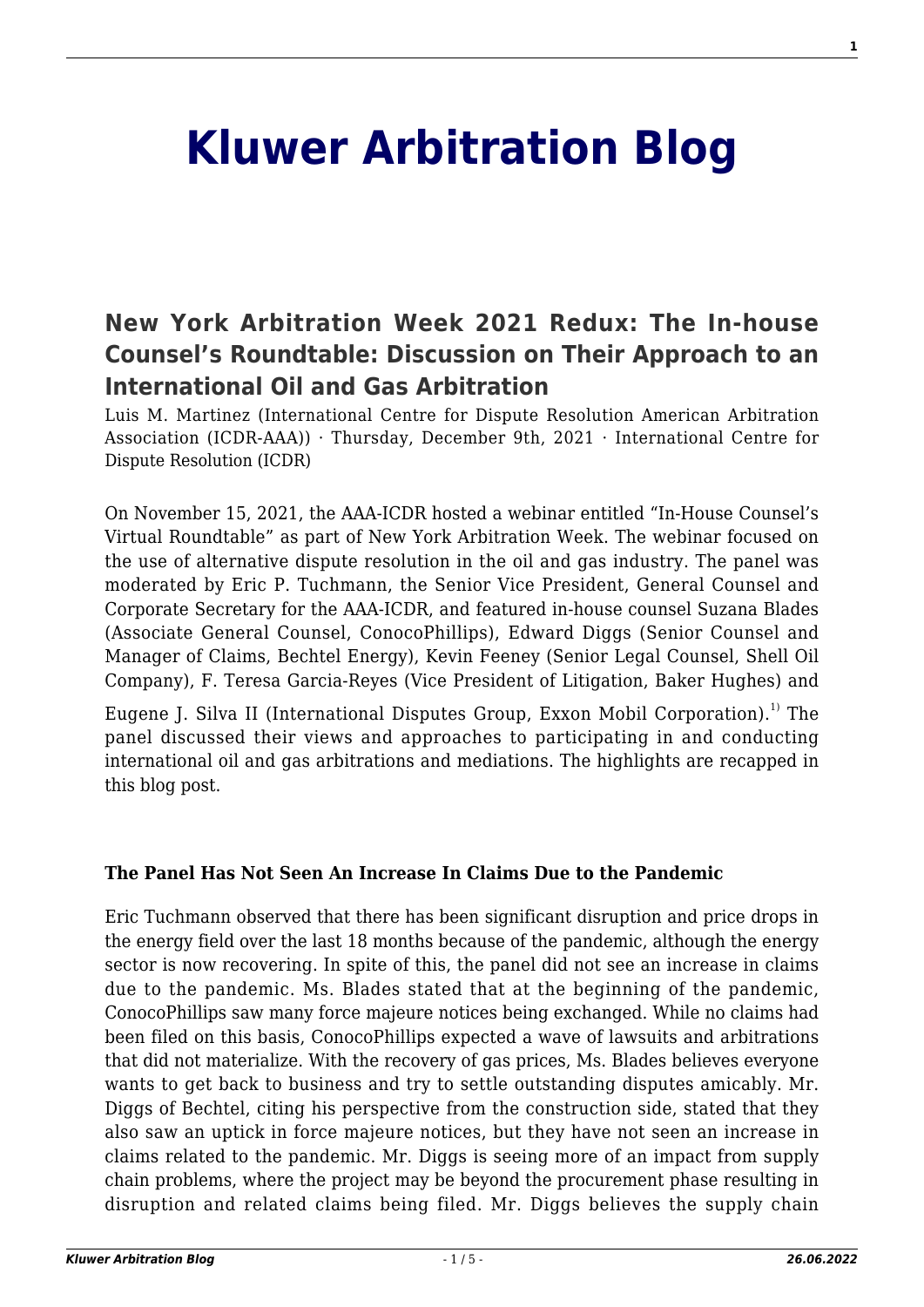# Kluwer Arbitration Blog

## New York Arbitration Week 2021 Redux: The In-house Counsel's Roundtable: Discussion on Their Approach to an International Oil and Gas Arbitration

Luis M. Martinez (International Centre for Dispute Resolution American Arbitration Association (ICDR-AAA)) · Thursday, December 9th, 2021 · International Centre for Dispute Resolution (ICDR)

On November 15, 2021, the AAA-ICDR hosted a webinar entitled "In-House Counsel's Virtual Roundtable" as part of New York Arbitration Week. The webinar focused on the use of alternative dispute resolution in the oil and gas industry. The panel was moderated by Eric P. Tuchmann, the Senior Vice President, General Counsel and Corporate Secretary for the AAA-ICDR, and featured in-house counsel Suzana Blades (Associate General Counsel, ConocoPhillips), Edward Diggs (Senior Counsel and Manager of Claims, Bechtel Energy), Kevin Feeney (Senior Legal Counsel, Shell Oil Company), F. Teresa Garcia-Reyes (Vice President of Litigation, Baker Hughes) and Eugene J. Silva II (International Disputes Group, Exxon Mobil Corporation).[1] The panel discussed their views and approaches to participating in and conducting international oil and gas arbitrations and mediations. The highlights are recapped in this blog post.

**The Panel Has Not Seen An Increase In Claims Due to the Pandemic**

Eric Tuchmann observed that there has been significant disruption and price drops in the energy field over the last 18 months because of the pandemic, although the energy sector is now recovering. In spite of this, the panel did not see an increase in claims due to the pandemic. Ms. Blades stated that at the beginning of the pandemic, ConocoPhillips saw many force majeure notices being exchanged. While no claims had been filed on this basis, ConocoPhillips expected a wave of lawsuits and arbitrations that did not materialize. With the recovery of gas prices, Ms. Blades believes everyone wants to get back to business and try to settle outstanding disputes amicably. Mr. Diggs of Bechtel, citing his perspective from the construction side, stated that they also saw an uptick in force majeure notices, but they have not seen an increase in claims related to the pandemic. Mr. Diggs is seeing more of an impact from supply chain problems, where the project may be beyond the procurement phase resulting in disruption and related claims being filed. Mr. Diggs believes the supply chain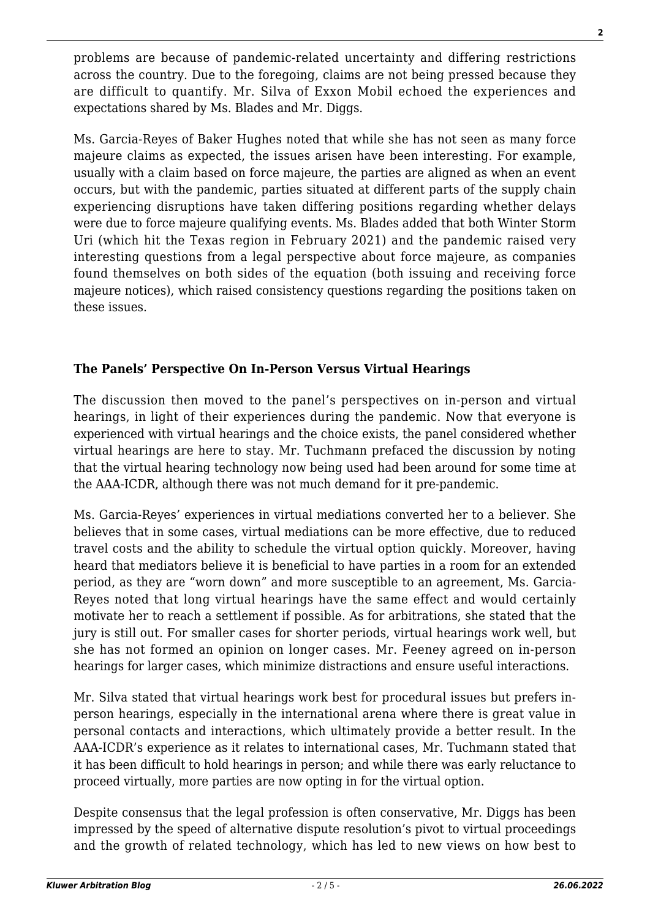problems are because of pandemic-related uncertainty and differing restrictions across the country. Due to the foregoing, claims are not being pressed because they are difficult to quantify. Mr. Silva of Exxon Mobil echoed the experiences and expectations shared by Ms. Blades and Mr. Diggs.

Ms. Garcia-Reyes of Baker Hughes noted that while she has not seen as many force majeure claims as expected, the issues arisen have been interesting. For example, usually with a claim based on force majeure, the parties are aligned as when an event occurs, but with the pandemic, parties situated at different parts of the supply chain experiencing disruptions have taken differing positions regarding whether delays were due to force majeure qualifying events. Ms. Blades added that both Winter Storm Uri (which hit the Texas region in February 2021) and the pandemic raised very interesting questions from a legal perspective about force majeure, as companies found themselves on both sides of the equation (both issuing and receiving force majeure notices), which raised consistency questions regarding the positions taken on these issues.

### The Panels' Perspective On In-Person Versus Virtual Hearings

The discussion then moved to the panel's perspectives on in-person and virtual hearings, in light of their experiences during the pandemic. Now that everyone is experienced with virtual hearings and the choice exists, the panel considered whether virtual hearings are here to stay. Mr. Tuchmann prefaced the discussion by noting that the virtual hearing technology now being used had been around for some time at the AAA-ICDR, although there was not much demand for it pre-pandemic.

Ms. Garcia-Reyes' experiences in virtual mediations converted her to a believer. She believes that in some cases, virtual mediations can be more effective, due to reduced travel costs and the ability to schedule the virtual option quickly. Moreover, having heard that mediators believe it is beneficial to have parties in a room for an extended period, as they are "worn down" and more susceptible to an agreement, Ms. Garcia-Reyes noted that long virtual hearings have the same effect and would certainly motivate her to reach a settlement if possible. As for arbitrations, she stated that the jury is still out. For smaller cases for shorter periods, virtual hearings work well, but she has not formed an opinion on longer cases. Mr. Feeney agreed on in-person hearings for larger cases, which minimize distractions and ensure useful interactions.

Mr. Silva stated that virtual hearings work best for procedural issues but prefers in-person hearings, especially in the international arena where there is great value in personal contacts and interactions, which ultimately provide a better result. In the AAA-ICDR's experience as it relates to international cases, Mr. Tuchmann stated that it has been difficult to hold hearings in person; and while there was early reluctance to proceed virtually, more parties are now opting in for the virtual option.

Despite consensus that the legal profession is often conservative, Mr. Diggs has been impressed by the speed of alternative dispute resolution's pivot to virtual proceedings and the growth of related technology, which has led to new views on how best to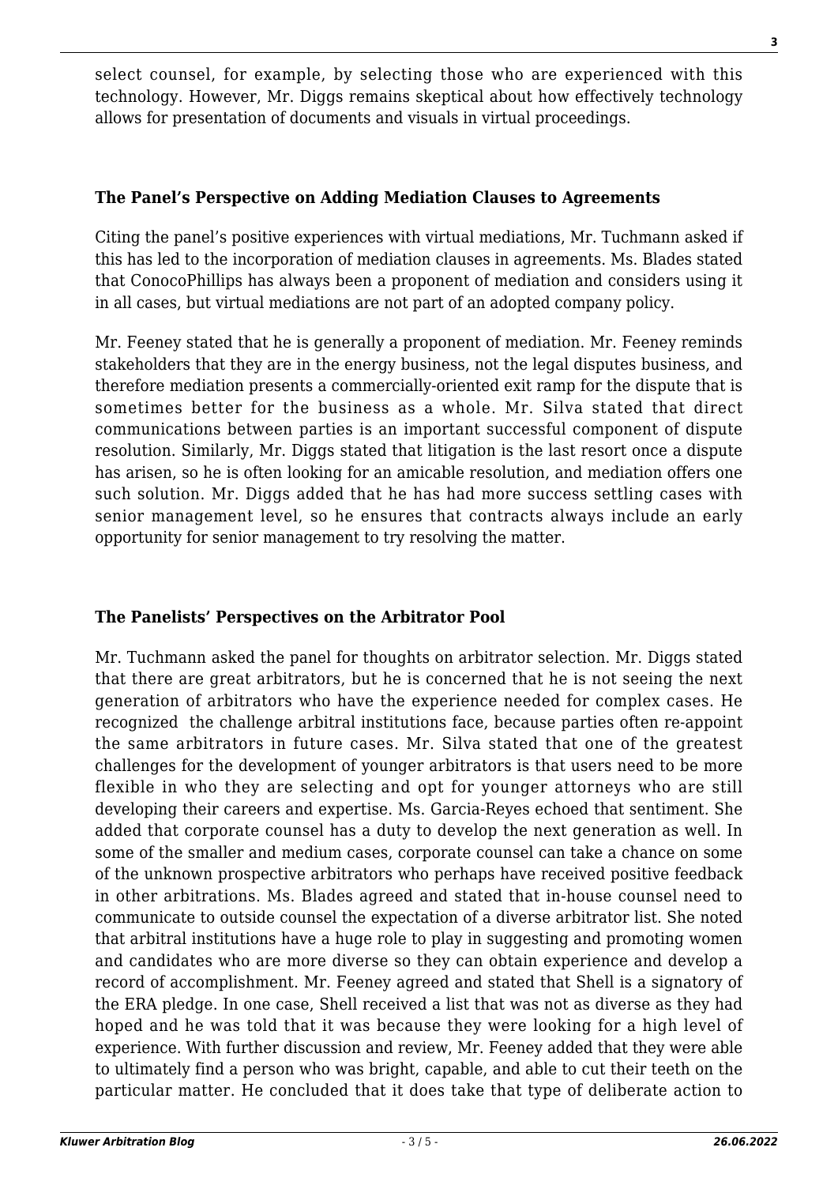select counsel, for example, by selecting those who are experienced with this technology. However, Mr. Diggs remains skeptical about how effectively technology allows for presentation of documents and visuals in virtual proceedings.

### The Panel's Perspective on Adding Mediation Clauses to Agreements

Citing the panel's positive experiences with virtual mediations, Mr. Tuchmann asked if this has led to the incorporation of mediation clauses in agreements. Ms. Blades stated that ConocoPhillips has always been a proponent of mediation and considers using it in all cases, but virtual mediations are not part of an adopted company policy.

Mr. Feeney stated that he is generally a proponent of mediation. Mr. Feeney reminds stakeholders that they are in the energy business, not the legal disputes business, and therefore mediation presents a commercially-oriented exit ramp for the dispute that is sometimes better for the business as a whole. Mr. Silva stated that direct communications between parties is an important successful component of dispute resolution. Similarly, Mr. Diggs stated that litigation is the last resort once a dispute has arisen, so he is often looking for an amicable resolution, and mediation offers one such solution. Mr. Diggs added that he has had more success settling cases with senior management level, so he ensures that contracts always include an early opportunity for senior management to try resolving the matter.

### The Panelists' Perspectives on the Arbitrator Pool

Mr. Tuchmann asked the panel for thoughts on arbitrator selection. Mr. Diggs stated that there are great arbitrators, but he is concerned that he is not seeing the next generation of arbitrators who have the experience needed for complex cases. He recognized the challenge arbitral institutions face, because parties often re-appoint the same arbitrators in future cases. Mr. Silva stated that one of the greatest challenges for the development of younger arbitrators is that users need to be more flexible in who they are selecting and opt for younger attorneys who are still developing their careers and expertise. Ms. Garcia-Reyes echoed that sentiment. She added that corporate counsel has a duty to develop the next generation as well. In some of the smaller and medium cases, corporate counsel can take a chance on some of the unknown prospective arbitrators who perhaps have received positive feedback in other arbitrations. Ms. Blades agreed and stated that in-house counsel need to communicate to outside counsel the expectation of a diverse arbitrator list. She noted that arbitral institutions have a huge role to play in suggesting and promoting women and candidates who are more diverse so they can obtain experience and develop a record of accomplishment. Mr. Feeney agreed and stated that Shell is a signatory of the ERA pledge. In one case, Shell received a list that was not as diverse as they had hoped and he was told that it was because they were looking for a high level of experience. With further discussion and review, Mr. Feeney added that they were able to ultimately find a person who was bright, capable, and able to cut their teeth on the particular matter. He concluded that it does take that type of deliberate action to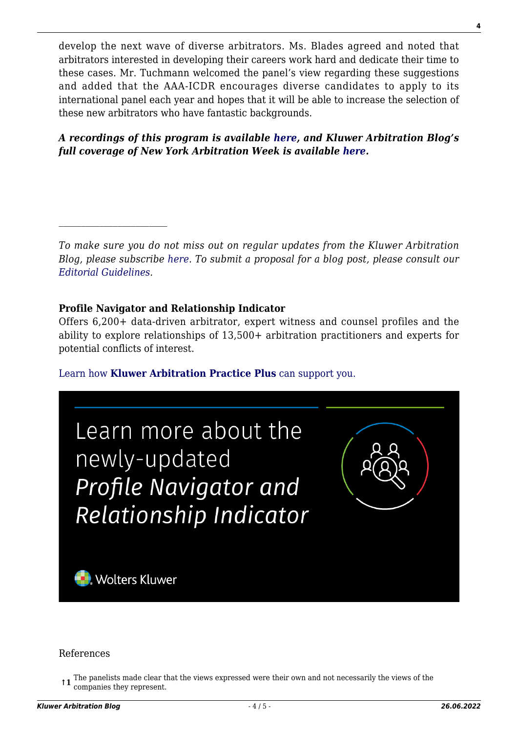develop the next wave of diverse arbitrators. Ms. Blades agreed and noted that arbitrators interested in developing their careers work hard and dedicate their time to these cases. Mr. Tuchmann welcomed the panel's view regarding these suggestions and added that the AAA-ICDR encourages diverse candidates to apply to its international panel each year and hopes that it will be able to increase the selection of these new arbitrators who have fantastic backgrounds.

***A recordings of this program is available here, and Kluwer Arbitration Blog's full coverage of New York Arbitration Week is available here.***

---

*To make sure you do not miss out on regular updates from the Kluwer Arbitration Blog, please subscribe here. To submit a proposal for a blog post, please consult our Editorial Guidelines.*

**Profile Navigator and Relationship Indicator**
Offers 6,200+ data-driven arbitrator, expert witness and counsel profiles and the ability to explore relationships of 13,500+ arbitration practitioners and experts for potential conflicts of interest.

Learn how **Kluwer Arbitration Practice Plus** can support you.

Learn more about the newly-updated *Profile Navigator and Relationship Indicator*

Wolters Kluwer

References

↑1 The panelists made clear that the views expressed were their own and not necessarily the views of the companies they represent.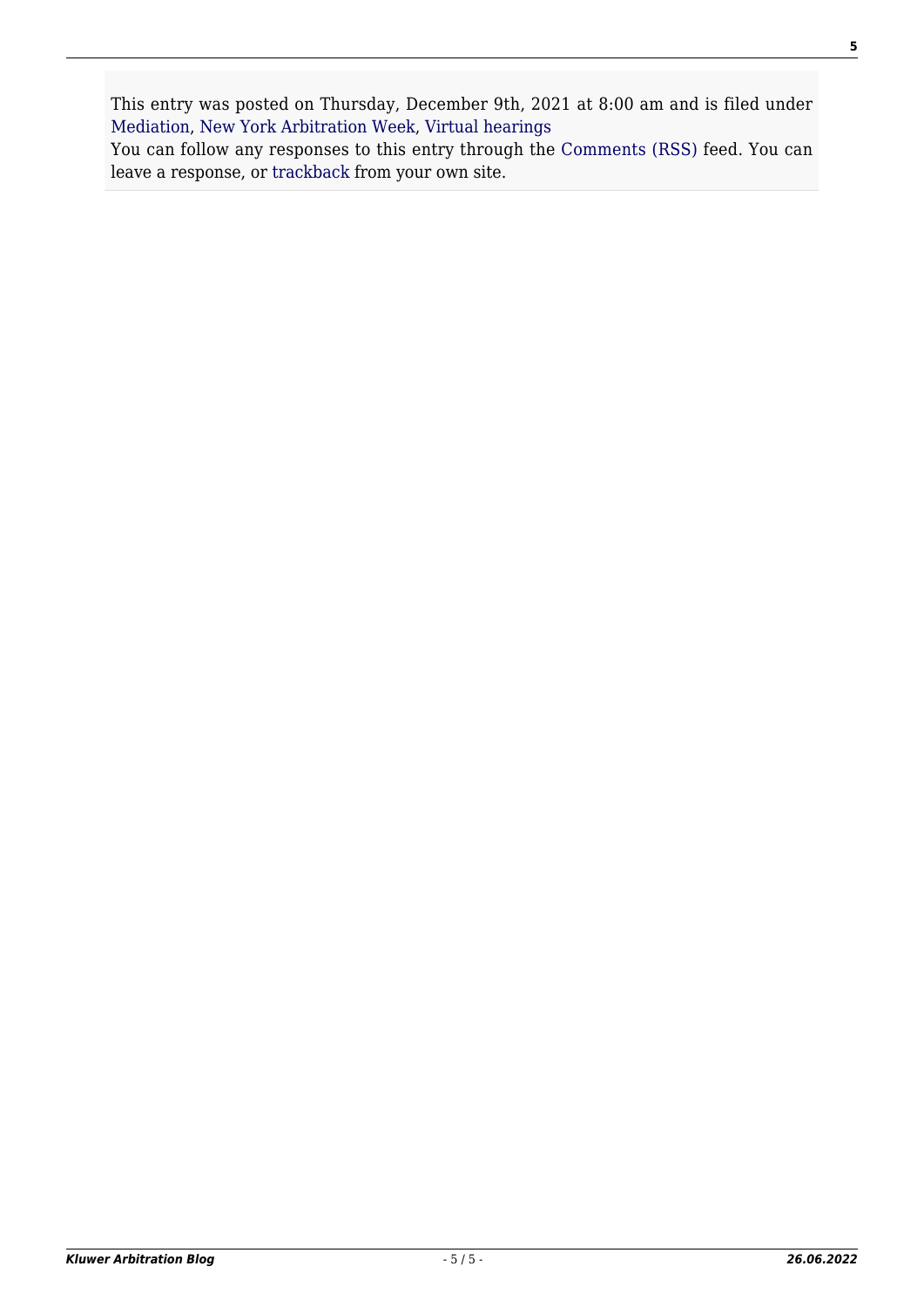This entry was posted on Thursday, December 9th, 2021 at 8:00 am and is filed under Mediation, New York Arbitration Week, Virtual hearings
You can follow any responses to this entry through the Comments (RSS) feed. You can leave a response, or trackback from your own site.